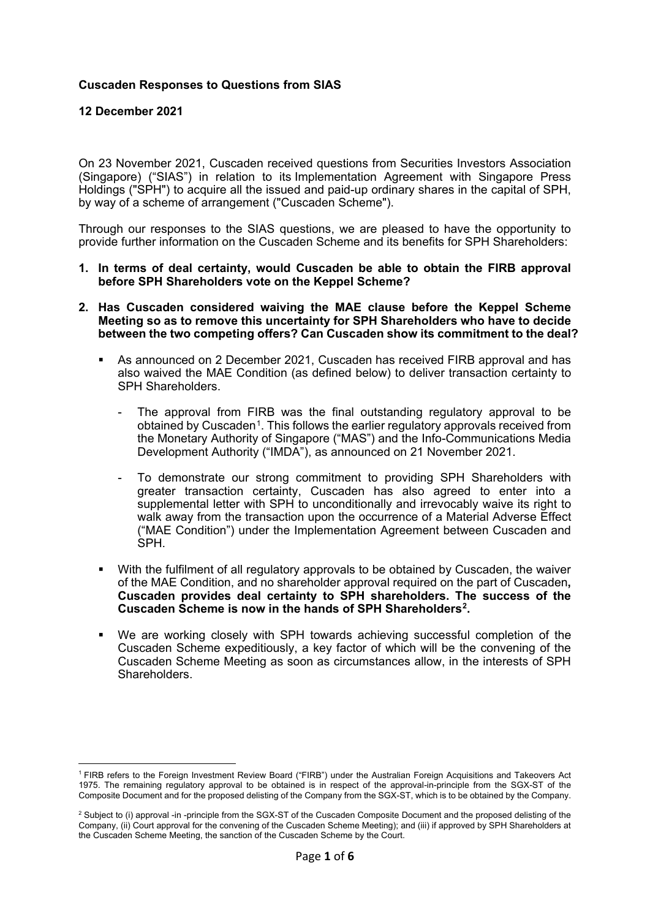**Cuscaden Responses to Questions from SIAS**

**12 December 2021**

On 23 November 2021, Cuscaden received questions from Securities Investors Association (Singapore) ("SIAS") in relation to its Implementation Agreement with Singapore Press Holdings ("SPH") to acquire all the issued and paid-up ordinary shares in the capital of SPH, by way of a scheme of arrangement ("Cuscaden Scheme").

Through our responses to the SIAS questions, we are pleased to have the opportunity to provide further information on the Cuscaden Scheme and its benefits for SPH Shareholders:

1. **In terms of deal certainty, would Cuscaden be able to obtain the FIRB approval before SPH Shareholders vote on the Keppel Scheme?**

2. **Has Cuscaden considered waiving the MAE clause before the Keppel Scheme Meeting so as to remove this uncertainty for SPH Shareholders who have to decide between the two competing offers? Can Cuscaden show its commitment to the deal?**

   - As announced on 2 December 2021, Cuscaden has received FIRB approval and has also waived the MAE Condition (as defined below) to deliver transaction certainty to SPH Shareholders.

     - The approval from FIRB was the final outstanding regulatory approval to be obtained by Cuscaden[1]. This follows the earlier regulatory approvals received from the Monetary Authority of Singapore ("MAS") and the Info-Communications Media Development Authority ("IMDA"), as announced on 21 November 2021.

     - To demonstrate our strong commitment to providing SPH Shareholders with greater transaction certainty, Cuscaden has also agreed to enter into a supplemental letter with SPH to unconditionally and irrevocably waive its right to walk away from the transaction upon the occurrence of a Material Adverse Effect ("MAE Condition") under the Implementation Agreement between Cuscaden and SPH.

   - With the fulfilment of all regulatory approvals to be obtained by Cuscaden, the waiver of the MAE Condition, and no shareholder approval required on the part of Cuscaden**, Cuscaden provides deal certainty to SPH shareholders. The success of the Cuscaden Scheme is now in the hands of SPH Shareholders[2].**

   - We are working closely with SPH towards achieving successful completion of the Cuscaden Scheme expeditiously, a key factor of which will be the convening of the Cuscaden Scheme Meeting as soon as circumstances allow, in the interests of SPH Shareholders.

---

[1] FIRB refers to the Foreign Investment Review Board ("FIRB") under the Australian Foreign Acquisitions and Takeovers Act 1975. The remaining regulatory approval to be obtained is in respect of the approval-in-principle from the SGX-ST of the Composite Document and for the proposed delisting of the Company from the SGX-ST, which is to be obtained by the Company.

[2] Subject to (i) approval -in -principle from the SGX-ST of the Cuscaden Composite Document and the proposed delisting of the Company, (ii) Court approval for the convening of the Cuscaden Scheme Meeting); and (iii) if approved by SPH Shareholders at the Cuscaden Scheme Meeting, the sanction of the Cuscaden Scheme by the Court.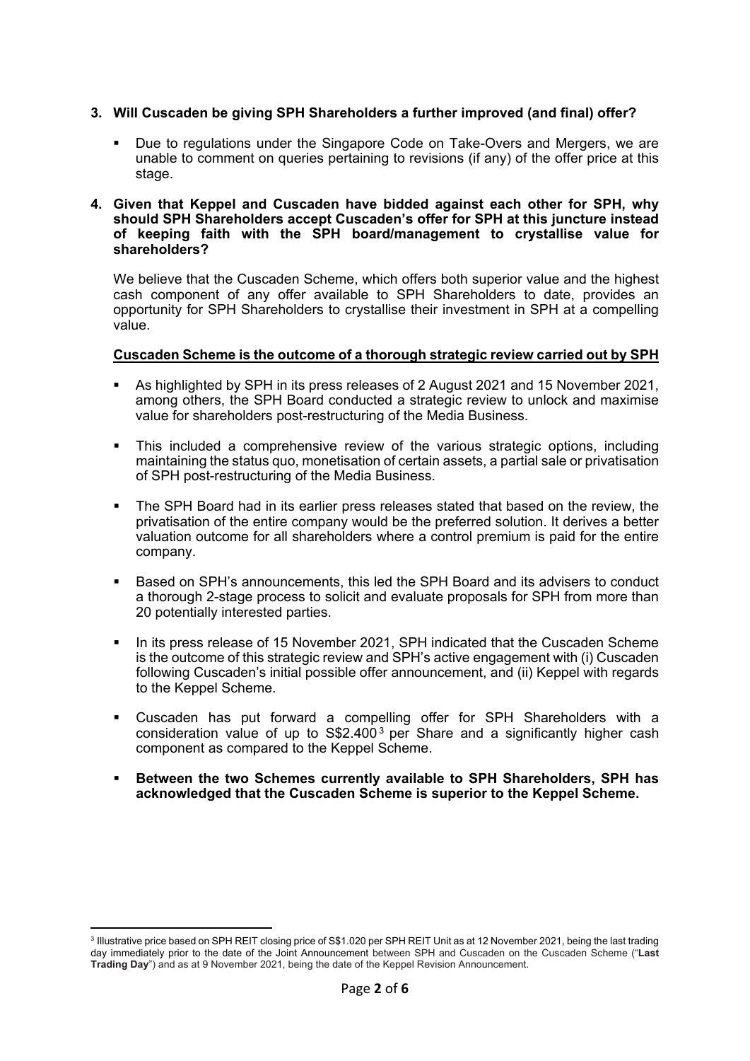**3. Will Cuscaden be giving SPH Shareholders a further improved (and final) offer?**

- Due to regulations under the Singapore Code on Take-Overs and Mergers, we are unable to comment on queries pertaining to revisions (if any) of the offer price at this stage.

**4. Given that Keppel and Cuscaden have bidded against each other for SPH, why should SPH Shareholders accept Cuscaden's offer for SPH at this juncture instead of keeping faith with the SPH board/management to crystallise value for shareholders?**

We believe that the Cuscaden Scheme, which offers both superior value and the highest cash component of any offer available to SPH Shareholders to date, provides an opportunity for SPH Shareholders to crystallise their investment in SPH at a compelling value.

**<u>Cuscaden Scheme is the outcome of a thorough strategic review carried out by SPH</u>**

- As highlighted by SPH in its press releases of 2 August 2021 and 15 November 2021, among others, the SPH Board conducted a strategic review to unlock and maximise value for shareholders post-restructuring of the Media Business.
- This included a comprehensive review of the various strategic options, including maintaining the status quo, monetisation of certain assets, a partial sale or privatisation of SPH post-restructuring of the Media Business.
- The SPH Board had in its earlier press releases stated that based on the review, the privatisation of the entire company would be the preferred solution. It derives a better valuation outcome for all shareholders where a control premium is paid for the entire company.
- Based on SPH's announcements, this led the SPH Board and its advisers to conduct a thorough 2-stage process to solicit and evaluate proposals for SPH from more than 20 potentially interested parties.
- In its press release of 15 November 2021, SPH indicated that the Cuscaden Scheme is the outcome of this strategic review and SPH's active engagement with (i) Cuscaden following Cuscaden's initial possible offer announcement, and (ii) Keppel with regards to the Keppel Scheme.
- Cuscaden has put forward a compelling offer for SPH Shareholders with a consideration value of up to S$2.400[3] per Share and a significantly higher cash component as compared to the Keppel Scheme.
- **Between the two Schemes currently available to SPH Shareholders, SPH has acknowledged that the Cuscaden Scheme is superior to the Keppel Scheme.**

[3] Illustrative price based on SPH REIT closing price of S$1.020 per SPH REIT Unit as at 12 November 2021, being the last trading day immediately prior to the date of the Joint Announcement between SPH and Cuscaden on the Cuscaden Scheme ("**Last Trading Day**") and as at 9 November 2021, being the date of the Keppel Revision Announcement.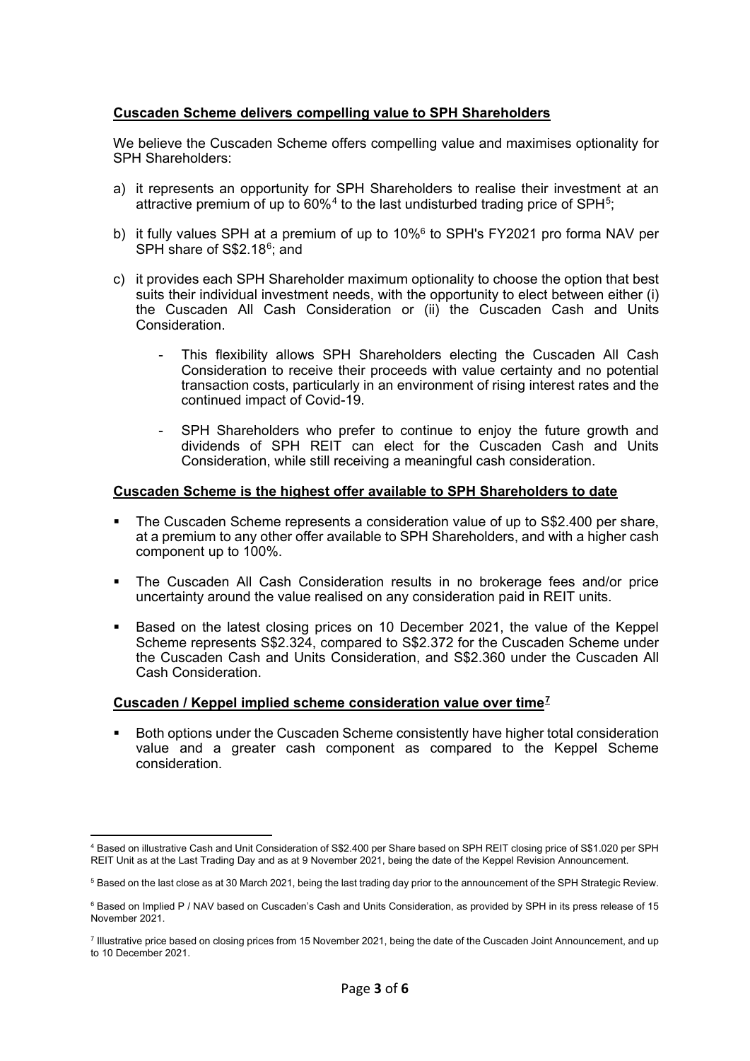**Cuscaden Scheme delivers compelling value to SPH Shareholders**

We believe the Cuscaden Scheme offers compelling value and maximises optionality for SPH Shareholders:

a) it represents an opportunity for SPH Shareholders to realise their investment at an attractive premium of up to 60%[4] to the last undisturbed trading price of SPH[5];

b) it fully values SPH at a premium of up to 10%[6] to SPH's FY2021 pro forma NAV per SPH share of S$2.18[6]; and

c) it provides each SPH Shareholder maximum optionality to choose the option that best suits their individual investment needs, with the opportunity to elect between either (i) the Cuscaden All Cash Consideration or (ii) the Cuscaden Cash and Units Consideration.

   - This flexibility allows SPH Shareholders electing the Cuscaden All Cash Consideration to receive their proceeds with value certainty and no potential transaction costs, particularly in an environment of rising interest rates and the continued impact of Covid-19.

   - SPH Shareholders who prefer to continue to enjoy the future growth and dividends of SPH REIT can elect for the Cuscaden Cash and Units Consideration, while still receiving a meaningful cash consideration.

**Cuscaden Scheme is the highest offer available to SPH Shareholders to date**

- The Cuscaden Scheme represents a consideration value of up to S$2.400 per share, at a premium to any other offer available to SPH Shareholders, and with a higher cash component up to 100%.
- The Cuscaden All Cash Consideration results in no brokerage fees and/or price uncertainty around the value realised on any consideration paid in REIT units.
- Based on the latest closing prices on 10 December 2021, the value of the Keppel Scheme represents S$2.324, compared to S$2.372 for the Cuscaden Scheme under the Cuscaden Cash and Units Consideration, and S$2.360 under the Cuscaden All Cash Consideration.

**Cuscaden / Keppel implied scheme consideration value over time[7]**

- Both options under the Cuscaden Scheme consistently have higher total consideration value and a greater cash component as compared to the Keppel Scheme consideration.

[4] Based on illustrative Cash and Unit Consideration of S$2.400 per Share based on SPH REIT closing price of S$1.020 per SPH REIT Unit as at the Last Trading Day and as at 9 November 2021, being the date of the Keppel Revision Announcement.

[5] Based on the last close as at 30 March 2021, being the last trading day prior to the announcement of the SPH Strategic Review.

[6] Based on Implied P / NAV based on Cuscaden's Cash and Units Consideration, as provided by SPH in its press release of 15 November 2021.

[7] Illustrative price based on closing prices from 15 November 2021, being the date of the Cuscaden Joint Announcement, and up to 10 December 2021.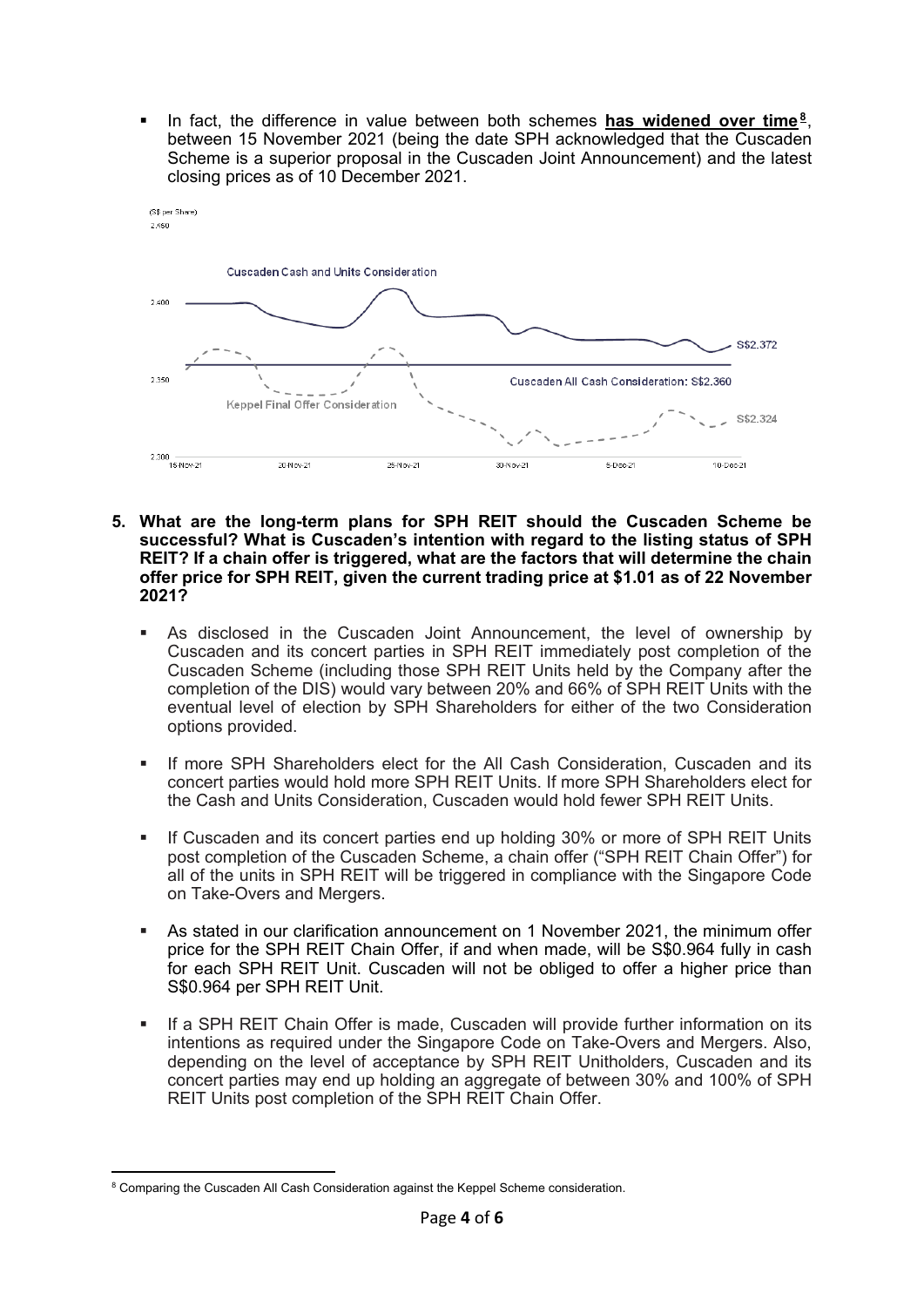- In fact, the difference in value between both schemes **has widened over time**[8], between 15 November 2021 (being the date SPH acknowledged that the Cuscaden Scheme is a superior proposal in the Cuscaden Joint Announcement) and the latest closing prices as of 10 December 2021.

(S$ per Share)

Cuscaden Cash and Units Consideration: S$2.372

Cuscaden All Cash Consideration: S$2.360

Keppel Final Offer Consideration: S$2.324

**5. What are the long-term plans for SPH REIT should the Cuscaden Scheme be successful? What is Cuscaden's intention with regard to the listing status of SPH REIT? If a chain offer is triggered, what are the factors that will determine the chain offer price for SPH REIT, given the current trading price at $1.01 as of 22 November 2021?**

- As disclosed in the Cuscaden Joint Announcement, the level of ownership by Cuscaden and its concert parties in SPH REIT immediately post completion of the Cuscaden Scheme (including those SPH REIT Units held by the Company after the completion of the DIS) would vary between 20% and 66% of SPH REIT Units with the eventual level of election by SPH Shareholders for either of the two Consideration options provided.

- If more SPH Shareholders elect for the All Cash Consideration, Cuscaden and its concert parties would hold more SPH REIT Units. If more SPH Shareholders elect for the Cash and Units Consideration, Cuscaden would hold fewer SPH REIT Units.

- If Cuscaden and its concert parties end up holding 30% or more of SPH REIT Units post completion of the Cuscaden Scheme, a chain offer ("SPH REIT Chain Offer") for all of the units in SPH REIT will be triggered in compliance with the Singapore Code on Take-Overs and Mergers.

- As stated in our clarification announcement on 1 November 2021, the minimum offer price for the SPH REIT Chain Offer, if and when made, will be S$0.964 fully in cash for each SPH REIT Unit. Cuscaden will not be obliged to offer a higher price than S$0.964 per SPH REIT Unit.

- If a SPH REIT Chain Offer is made, Cuscaden will provide further information on its intentions as required under the Singapore Code on Take-Overs and Mergers. Also, depending on the level of acceptance by SPH REIT Unitholders, Cuscaden and its concert parties may end up holding an aggregate of between 30% and 100% of SPH REIT Units post completion of the SPH REIT Chain Offer.

[8] Comparing the Cuscaden All Cash Consideration against the Keppel Scheme consideration.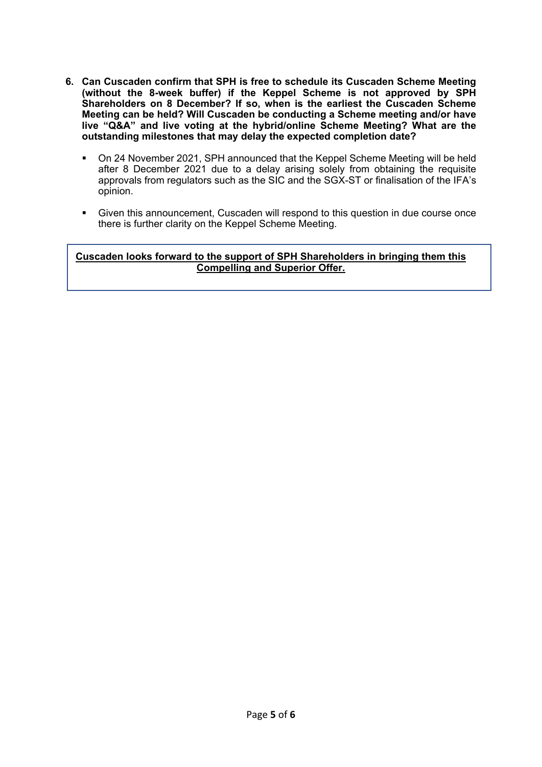6. **Can Cuscaden confirm that SPH is free to schedule its Cuscaden Scheme Meeting (without the 8-week buffer) if the Keppel Scheme is not approved by SPH Shareholders on 8 December? If so, when is the earliest the Cuscaden Scheme Meeting can be held? Will Cuscaden be conducting a Scheme meeting and/or have live "Q&A" and live voting at the hybrid/online Scheme Meeting? What are the outstanding milestones that may delay the expected completion date?**

   - On 24 November 2021, SPH announced that the Keppel Scheme Meeting will be held after 8 December 2021 due to a delay arising solely from obtaining the requisite approvals from regulators such as the SIC and the SGX-ST or finalisation of the IFA's opinion.

   - Given this announcement, Cuscaden will respond to this question in due course once there is further clarity on the Keppel Scheme Meeting.

**Cuscaden looks forward to the support of SPH Shareholders in bringing them this Compelling and Superior Offer.**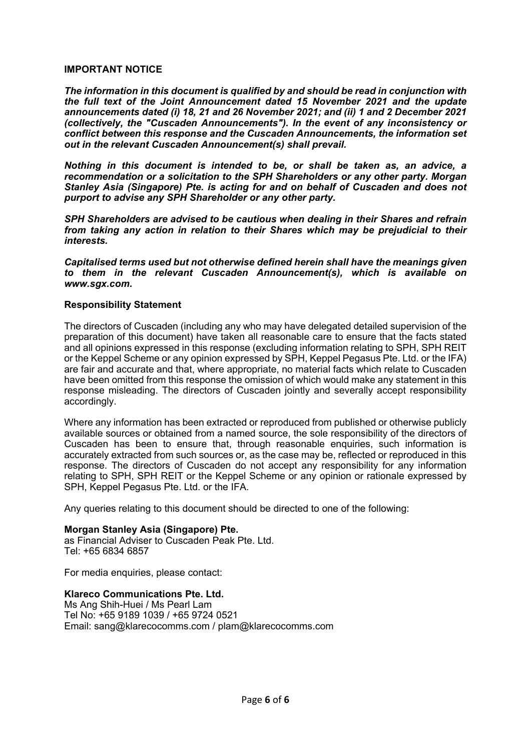**IMPORTANT NOTICE**

***The information in this document is qualified by and should be read in conjunction with the full text of the Joint Announcement dated 15 November 2021 and the update announcements dated (i) 18, 21 and 26 November 2021; and (ii) 1 and 2 December 2021 (collectively, the "Cuscaden Announcements"). In the event of any inconsistency or conflict between this response and the Cuscaden Announcements, the information set out in the relevant Cuscaden Announcement(s) shall prevail.***

***Nothing in this document is intended to be, or shall be taken as, an advice, a recommendation or a solicitation to the SPH Shareholders or any other party. Morgan Stanley Asia (Singapore) Pte. is acting for and on behalf of Cuscaden and does not purport to advise any SPH Shareholder or any other party.***

***SPH Shareholders are advised to be cautious when dealing in their Shares and refrain from taking any action in relation to their Shares which may be prejudicial to their interests.***

***Capitalised terms used but not otherwise defined herein shall have the meanings given to them in the relevant Cuscaden Announcement(s), which is available on www.sgx.com.***

**Responsibility Statement**

The directors of Cuscaden (including any who may have delegated detailed supervision of the preparation of this document) have taken all reasonable care to ensure that the facts stated and all opinions expressed in this response (excluding information relating to SPH, SPH REIT or the Keppel Scheme or any opinion expressed by SPH, Keppel Pegasus Pte. Ltd. or the IFA) are fair and accurate and that, where appropriate, no material facts which relate to Cuscaden have been omitted from this response the omission of which would make any statement in this response misleading. The directors of Cuscaden jointly and severally accept responsibility accordingly.

Where any information has been extracted or reproduced from published or otherwise publicly available sources or obtained from a named source, the sole responsibility of the directors of Cuscaden has been to ensure that, through reasonable enquiries, such information is accurately extracted from such sources or, as the case may be, reflected or reproduced in this response. The directors of Cuscaden do not accept any responsibility for any information relating to SPH, SPH REIT or the Keppel Scheme or any opinion or rationale expressed by SPH, Keppel Pegasus Pte. Ltd. or the IFA.

Any queries relating to this document should be directed to one of the following:

**Morgan Stanley Asia (Singapore) Pte.**
as Financial Adviser to Cuscaden Peak Pte. Ltd.
Tel: +65 6834 6857

For media enquiries, please contact:

**Klareco Communications Pte. Ltd.**
Ms Ang Shih-Huei / Ms Pearl Lam
Tel No: +65 9189 1039 / +65 9724 0521
Email: sang@klarecocomms.com / plam@klarecocomms.com